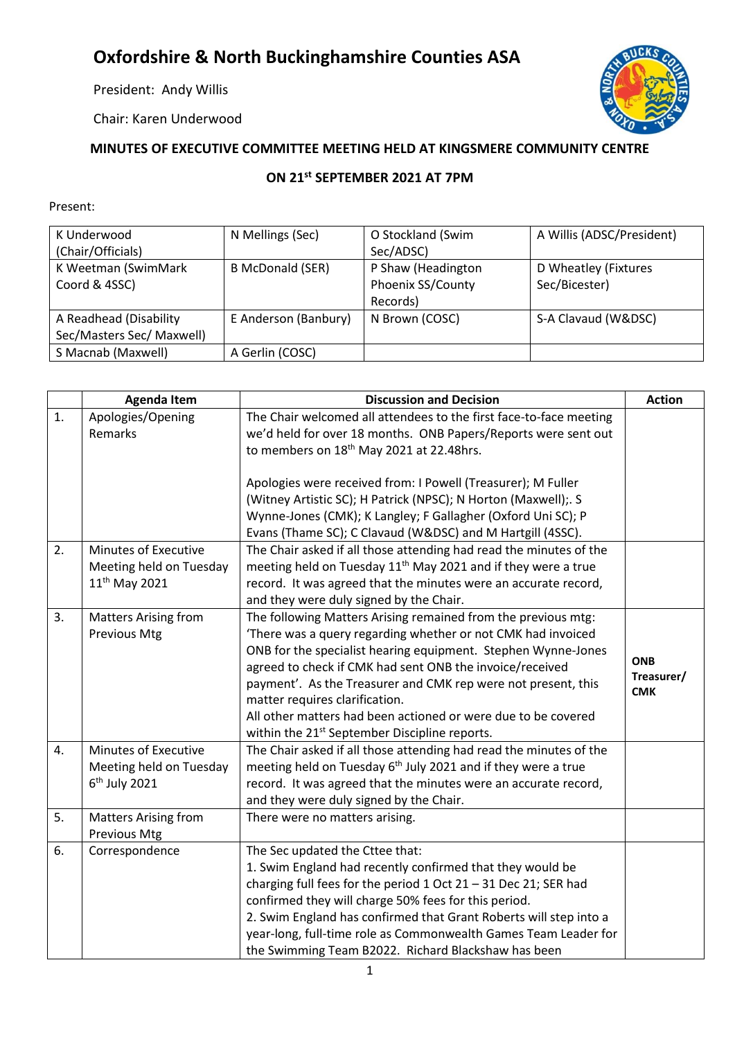# Oxfordshire & North Buckinghamshire Counties ASA

President: Andy Willis

Chair: Karen Underwood

**MINUTES OF EXECUTIVE COMMITTEE MEETING HELD AT KINGSMERE COMMUNITY CENTRE**

**ON 21st SEPTEMBER 2021 AT 7PM**

Present:

| | | | |
|---|---|---|---|
| K Underwood (Chair/Officials) | N Mellings (Sec) | O Stockland (Swim Sec/ADSC) | A Willis (ADSC/President) |
| K Weetman (SwimMark Coord & 4SSC) | B McDonald (SER) | P Shaw (Headington Phoenix SS/County Records) | D Wheatley (Fixtures Sec/Bicester) |
| A Readhead (Disability Sec/Masters Sec/ Maxwell) | E Anderson (Banbury) | N Brown (COSC) | S-A Clavaud (W&DSC) |
| S Macnab (Maxwell) | A Gerlin (COSC) | | |

| | Agenda Item | Discussion and Decision | Action |
|---|---|---|---|
| 1. | Apologies/Opening Remarks | The Chair welcomed all attendees to the first face-to-face meeting we'd held for over 18 months. ONB Papers/Reports were sent out to members on 18th May 2021 at 22.48hrs.<br><br>Apologies were received from: I Powell (Treasurer); M Fuller (Witney Artistic SC); H Patrick (NPSC); N Horton (Maxwell);. S Wynne-Jones (CMK); K Langley; F Gallagher (Oxford Uni SC); P Evans (Thame SC); C Clavaud (W&DSC) and M Hartgill (4SSC). | |
| 2. | Minutes of Executive Meeting held on Tuesday 11th May 2021 | The Chair asked if all those attending had read the minutes of the meeting held on Tuesday 11th May 2021 and if they were a true record. It was agreed that the minutes were an accurate record, and they were duly signed by the Chair. | |
| 3. | Matters Arising from Previous Mtg | The following Matters Arising remained from the previous mtg: 'There was a query regarding whether or not CMK had invoiced ONB for the specialist hearing equipment. Stephen Wynne-Jones agreed to check if CMK had sent ONB the invoice/received payment'. As the Treasurer and CMK rep were not present, this matter requires clarification.<br>All other matters had been actioned or were due to be covered within the 21st September Discipline reports. | **ONB Treasurer/ CMK** |
| 4. | Minutes of Executive Meeting held on Tuesday 6th July 2021 | The Chair asked if all those attending had read the minutes of the meeting held on Tuesday 6th July 2021 and if they were a true record. It was agreed that the minutes were an accurate record, and they were duly signed by the Chair. | |
| 5. | Matters Arising from Previous Mtg | There were no matters arising. | |
| 6. | Correspondence | The Sec updated the Cttee that:<br>1. Swim England had recently confirmed that they would be charging full fees for the period 1 Oct 21 – 31 Dec 21; SER had confirmed they will charge 50% fees for this period.<br>2. Swim England has confirmed that Grant Roberts will step into a year-long, full-time role as Commonwealth Games Team Leader for the Swimming Team B2022. Richard Blackshaw has been | |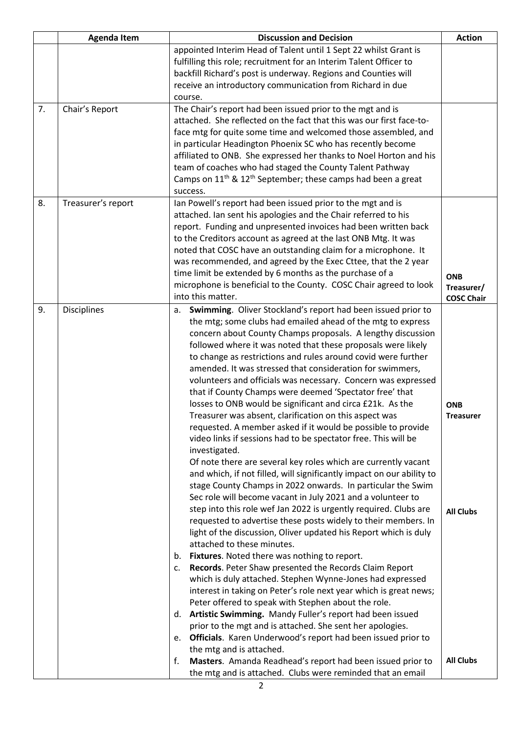|  | Agenda Item | Discussion and Decision | Action |
|---|---|---|---|
|  |  | appointed Interim Head of Talent until 1 Sept 22 whilst Grant is fulfilling this role; recruitment for an Interim Talent Officer to backfill Richard's post is underway. Regions and Counties will receive an introductory communication from Richard in due course. |  |
| 7. | Chair's Report | The Chair's report had been issued prior to the mgt and is attached. She reflected on the fact that this was our first face-to-face mtg for quite some time and welcomed those assembled, and in particular Headington Phoenix SC who has recently become affiliated to ONB. She expressed her thanks to Noel Horton and his team of coaches who had staged the County Talent Pathway Camps on 11th & 12th September; these camps had been a great success. |  |
| 8. | Treasurer's report | Ian Powell's report had been issued prior to the mgt and is attached. Ian sent his apologies and the Chair referred to his report. Funding and unpresented invoices had been written back to the Creditors account as agreed at the last ONB Mtg. It was noted that COSC have an outstanding claim for a microphone. It was recommended, and agreed by the Exec Cttee, that the 2 year time limit be extended by 6 months as the purchase of a microphone is beneficial to the County. COSC Chair agreed to look into this matter. | **ONB Treasurer/ COSC Chair** |
| 9. | Disciplines | a. **Swimming**. Oliver Stockland's report had been issued prior to the mtg; some clubs had emailed ahead of the mtg to express concern about County Champs proposals. A lengthy discussion followed where it was noted that these proposals were likely to change as restrictions and rules around covid were further amended. It was stressed that consideration for swimmers, volunteers and officials was necessary. Concern was expressed that if County Champs were deemed 'Spectator free' that losses to ONB would be significant and circa £21k. As the Treasurer was absent, clarification on this aspect was requested. A member asked if it would be possible to provide video links if sessions had to be spectator free. This will be investigated.<br>Of note there are several key roles which are currently vacant and which, if not filled, will significantly impact on our ability to stage County Champs in 2022 onwards. In particular the Swim Sec role will become vacant in July 2021 and a volunteer to step into this role wef Jan 2022 is urgently required. Clubs are requested to advertise these posts widely to their members. In light of the discussion, Oliver updated his Report which is duly attached to these minutes.<br>b. **Fixtures**. Noted there was nothing to report.<br>c. **Records**. Peter Shaw presented the Records Claim Report which is duly attached. Stephen Wynne-Jones had expressed interest in taking on Peter's role next year which is great news; Peter offered to speak with Stephen about the role.<br>d. **Artistic Swimming.** Mandy Fuller's report had been issued prior to the mgt and is attached. She sent her apologies.<br>e. **Officials**. Karen Underwood's report had been issued prior to the mtg and is attached.<br>f. **Masters**. Amanda Readhead's report had been issued prior to the mtg and is attached. Clubs were reminded that an email | **ONB Treasurer**<br><br>**All Clubs**<br><br>**All Clubs** |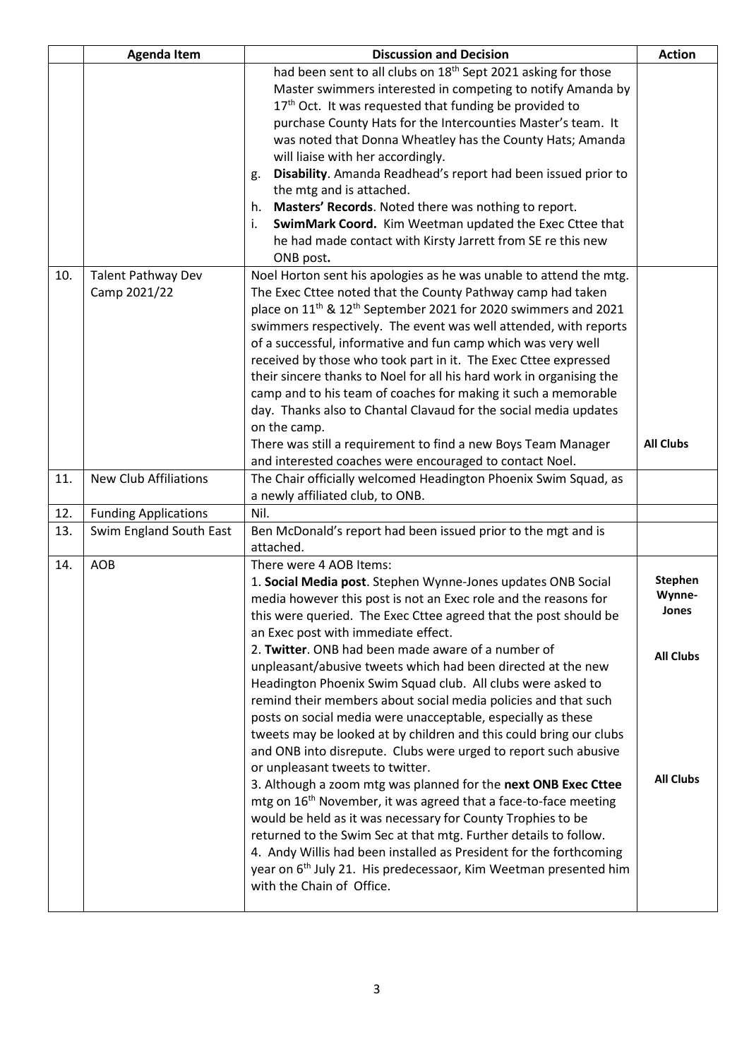| | Agenda Item | Discussion and Decision | Action |
|---|---|---|---|
| | | had been sent to all clubs on 18th Sept 2021 asking for those Master swimmers interested in competing to notify Amanda by 17th Oct. It was requested that funding be provided to purchase County Hats for the Intercounties Master's team. It was noted that Donna Wheatley has the County Hats; Amanda will liaise with her accordingly.<br>g. **Disability**. Amanda Readhead's report had been issued prior to the mtg and is attached.<br>h. **Masters' Records**. Noted there was nothing to report.<br>i. **SwimMark Coord.** Kim Weetman updated the Exec Cttee that he had made contact with Kirsty Jarrett from SE re this new ONB post**.** | |
| 10. | Talent Pathway Dev Camp 2021/22 | Noel Horton sent his apologies as he was unable to attend the mtg. The Exec Cttee noted that the County Pathway camp had taken place on 11th & 12th September 2021 for 2020 swimmers and 2021 swimmers respectively. The event was well attended, with reports of a successful, informative and fun camp which was very well received by those who took part in it. The Exec Cttee expressed their sincere thanks to Noel for all his hard work in organising the camp and to his team of coaches for making it such a memorable day. Thanks also to Chantal Clavaud for the social media updates on the camp.<br>There was still a requirement to find a new Boys Team Manager and interested coaches were encouraged to contact Noel. | **All Clubs** |
| 11. | New Club Affiliations | The Chair officially welcomed Headington Phoenix Swim Squad, as a newly affiliated club, to ONB. | |
| 12. | Funding Applications | Nil. | |
| 13. | Swim England South East | Ben McDonald's report had been issued prior to the mgt and is attached. | |
| 14. | AOB | There were 4 AOB Items:<br>1. **Social Media post**. Stephen Wynne-Jones updates ONB Social media however this post is not an Exec role and the reasons for this were queried. The Exec Cttee agreed that the post should be an Exec post with immediate effect.<br>2. **Twitter**. ONB had been made aware of a number of unpleasant/abusive tweets which had been directed at the new Headington Phoenix Swim Squad club. All clubs were asked to remind their members about social media policies and that such posts on social media were unacceptable, especially as these tweets may be looked at by children and this could bring our clubs and ONB into disrepute. Clubs were urged to report such abusive or unpleasant tweets to twitter.<br>3. Although a zoom mtg was planned for the **next ONB Exec Cttee** mtg on 16th November, it was agreed that a face-to-face meeting would be held as it was necessary for County Trophies to be returned to the Swim Sec at that mtg. Further details to follow.<br>4. Andy Willis had been installed as President for the forthcoming year on 6th July 21. His predecessaor, Kim Weetman presented him with the Chain of Office. | **Stephen Wynne-Jones**<br><br>**All Clubs**<br><br>**All Clubs** |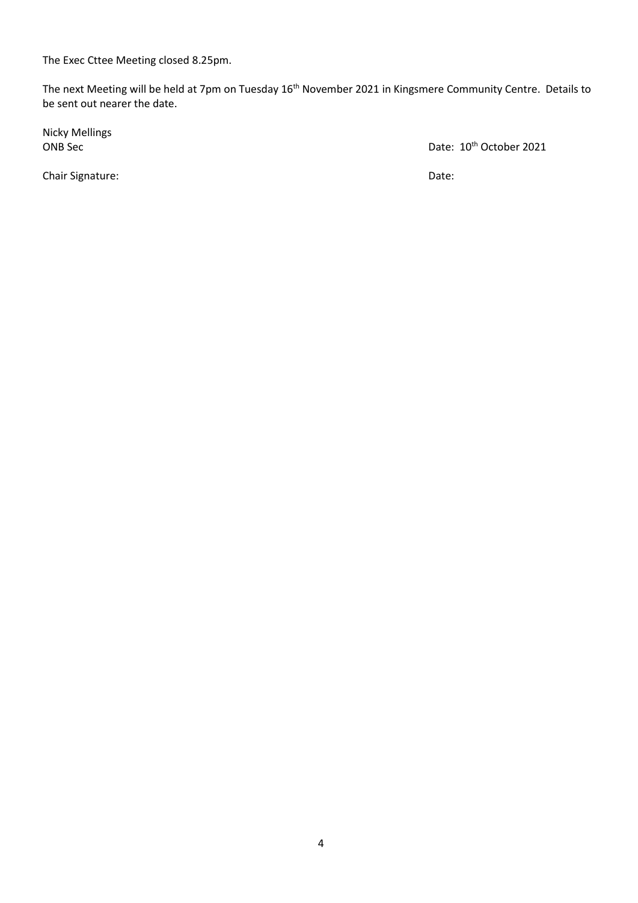The Exec Cttee Meeting closed 8.25pm.

The next Meeting will be held at 7pm on Tuesday 16th November 2021 in Kingsmere Community Centre. Details to be sent out nearer the date.

Nicky Mellings
ONB Sec — Date: 10th October 2021

Chair Signature: — Date: